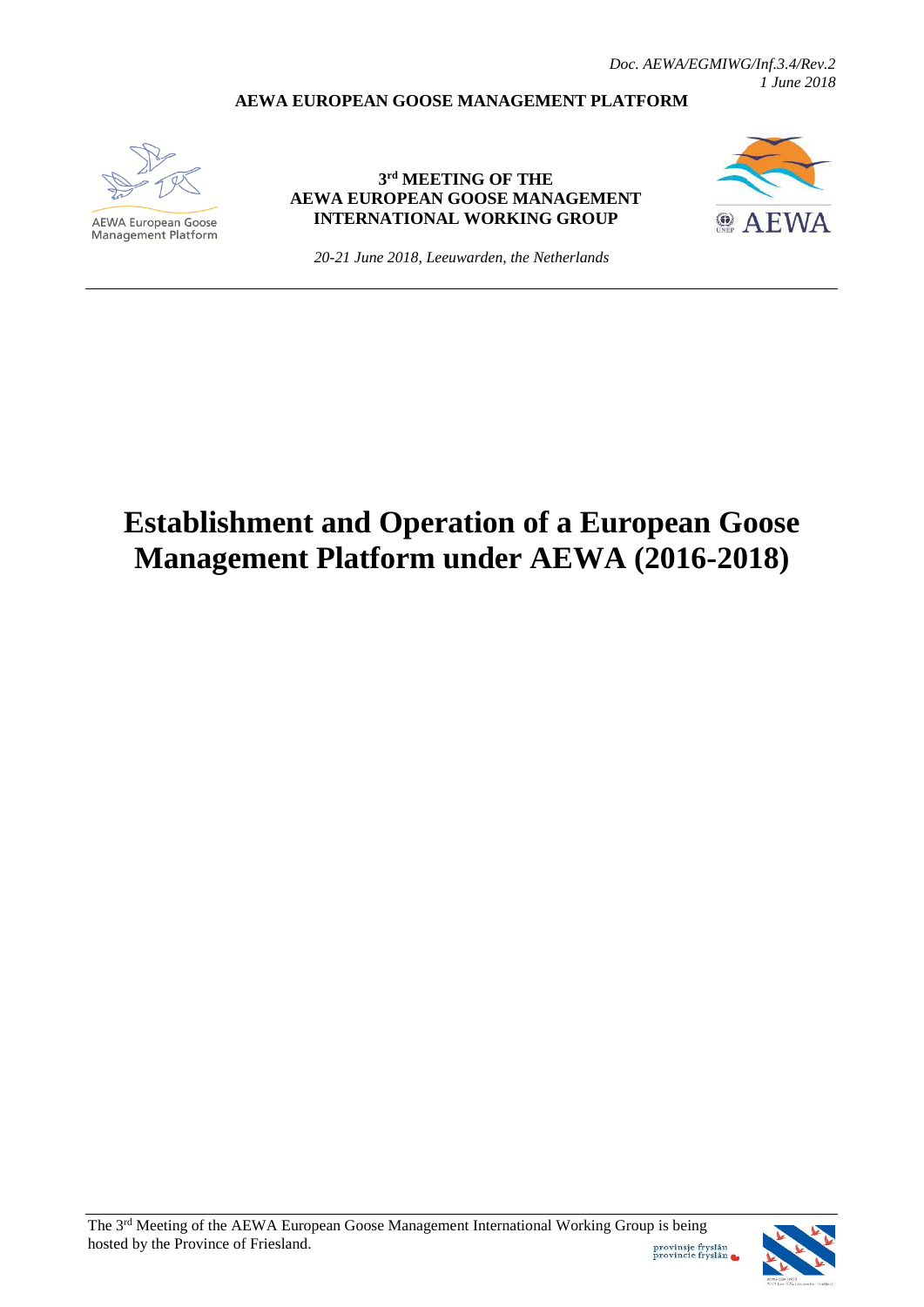*Doc. AEWA/EGMIWG/Inf.3.4/Rev.2*
*1 June 2018*

**AEWA EUROPEAN GOOSE MANAGEMENT PLATFORM**

AEWA European Goose Management Platform

**3rd MEETING OF THE**
**AEWA EUROPEAN GOOSE MANAGEMENT**
**INTERNATIONAL WORKING GROUP**

*20-21 June 2018, Leeuwarden, the Netherlands*

# Establishment and Operation of a European Goose Management Platform under AEWA (2016-2018)

The 3rd Meeting of the AEWA European Goose Management International Working Group is being hosted by the Province of Friesland.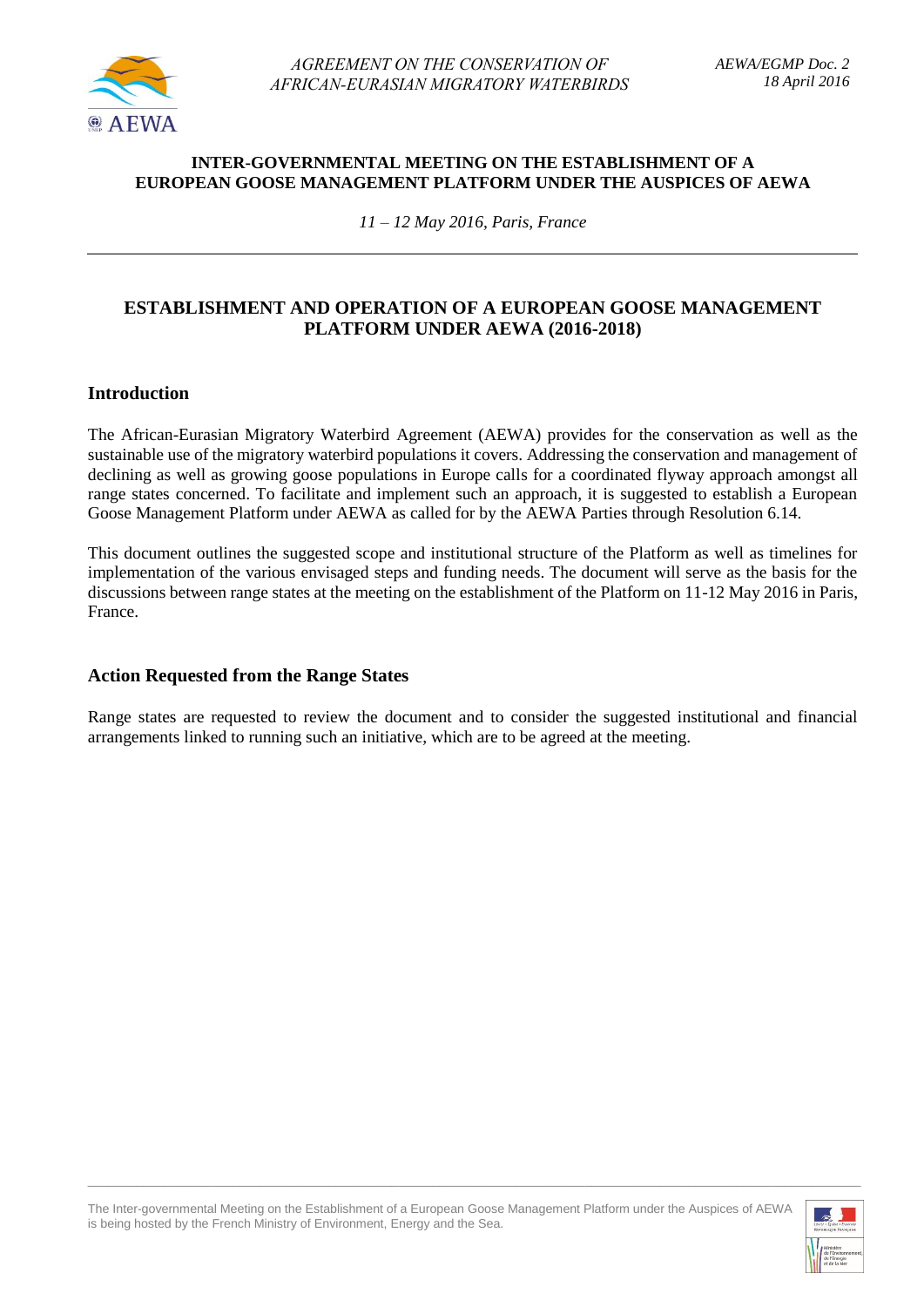AGREEMENT ON THE CONSERVATION OF AFRICAN-EURASIAN MIGRATORY WATERBIRDS

AEWA/EGMP Doc. 2
18 April 2016

**INTER-GOVERNMENTAL MEETING ON THE ESTABLISHMENT OF A EUROPEAN GOOSE MANAGEMENT PLATFORM UNDER THE AUSPICES OF AEWA**

*11 – 12 May 2016, Paris, France*

---

# ESTABLISHMENT AND OPERATION OF A EUROPEAN GOOSE MANAGEMENT PLATFORM UNDER AEWA (2016-2018)

## Introduction

The African-Eurasian Migratory Waterbird Agreement (AEWA) provides for the conservation as well as the sustainable use of the migratory waterbird populations it covers. Addressing the conservation and management of declining as well as growing goose populations in Europe calls for a coordinated flyway approach amongst all range states concerned. To facilitate and implement such an approach, it is suggested to establish a European Goose Management Platform under AEWA as called for by the AEWA Parties through Resolution 6.14.

This document outlines the suggested scope and institutional structure of the Platform as well as timelines for implementation of the various envisaged steps and funding needs. The document will serve as the basis for the discussions between range states at the meeting on the establishment of the Platform on 11-12 May 2016 in Paris, France.

## Action Requested from the Range States

Range states are requested to review the document and to consider the suggested institutional and financial arrangements linked to running such an initiative, which are to be agreed at the meeting.

The Inter-governmental Meeting on the Establishment of a European Goose Management Platform under the Auspices of AEWA is being hosted by the French Ministry of Environment, Energy and the Sea.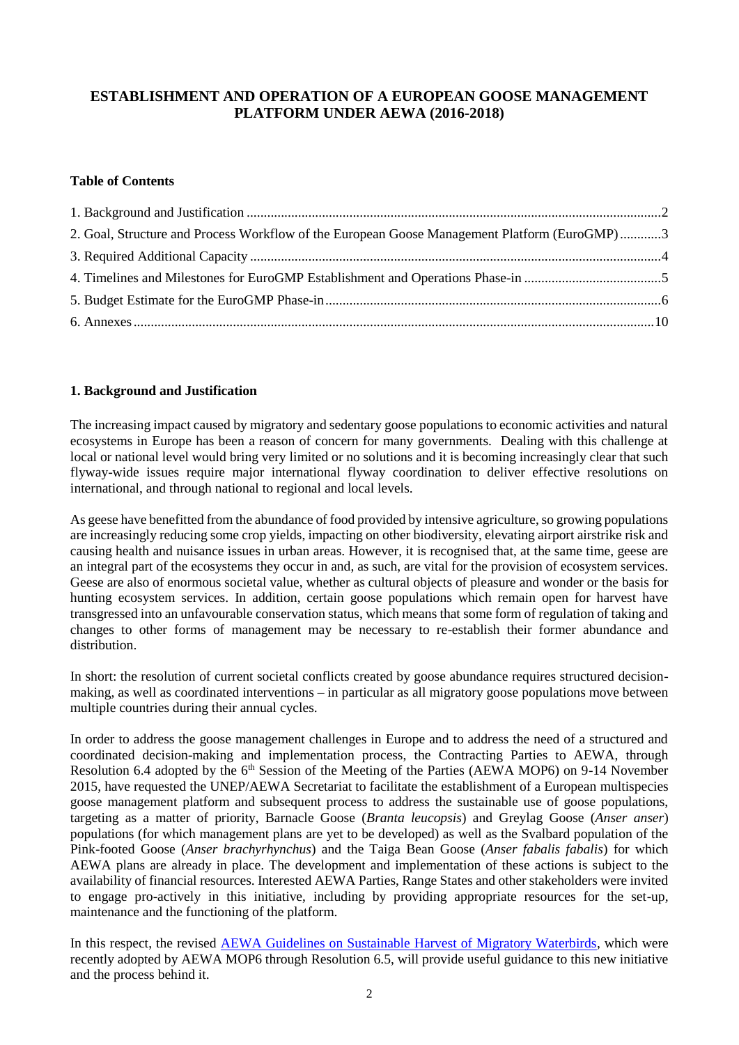**ESTABLISHMENT AND OPERATION OF A EUROPEAN GOOSE MANAGEMENT PLATFORM UNDER AEWA (2016-2018)**

**Table of Contents**

1. Background and Justification ....................................................................................................................2
2. Goal, Structure and Process Workflow of the European Goose Management Platform (EuroGMP) ............3
3. Required Additional Capacity ....................................................................................................................4
4. Timelines and Milestones for EuroGMP Establishment and Operations Phase-in ........................................5
5. Budget Estimate for the EuroGMP Phase-in ..............................................................................................6
6. Annexes ...................................................................................................................................................10

## 1. Background and Justification

The increasing impact caused by migratory and sedentary goose populations to economic activities and natural ecosystems in Europe has been a reason of concern for many governments. Dealing with this challenge at local or national level would bring very limited or no solutions and it is becoming increasingly clear that such flyway-wide issues require major international flyway coordination to deliver effective resolutions on international, and through national to regional and local levels.

As geese have benefitted from the abundance of food provided by intensive agriculture, so growing populations are increasingly reducing some crop yields, impacting on other biodiversity, elevating airport airstrike risk and causing health and nuisance issues in urban areas. However, it is recognised that, at the same time, geese are an integral part of the ecosystems they occur in and, as such, are vital for the provision of ecosystem services. Geese are also of enormous societal value, whether as cultural objects of pleasure and wonder or the basis for hunting ecosystem services. In addition, certain goose populations which remain open for harvest have transgressed into an unfavourable conservation status, which means that some form of regulation of taking and changes to other forms of management may be necessary to re-establish their former abundance and distribution.

In short: the resolution of current societal conflicts created by goose abundance requires structured decision-making, as well as coordinated interventions – in particular as all migratory goose populations move between multiple countries during their annual cycles.

In order to address the goose management challenges in Europe and to address the need of a structured and coordinated decision-making and implementation process, the Contracting Parties to AEWA, through Resolution 6.4 adopted by the 6th Session of the Meeting of the Parties (AEWA MOP6) on 9-14 November 2015, have requested the UNEP/AEWA Secretariat to facilitate the establishment of a European multispecies goose management platform and subsequent process to address the sustainable use of goose populations, targeting as a matter of priority, Barnacle Goose (*Branta leucopsis*) and Greylag Goose (*Anser anser*) populations (for which management plans are yet to be developed) as well as the Svalbard population of the Pink-footed Goose (*Anser brachyrhynchus*) and the Taiga Bean Goose (*Anser fabalis fabalis*) for which AEWA plans are already in place. The development and implementation of these actions is subject to the availability of financial resources. Interested AEWA Parties, Range States and other stakeholders were invited to engage pro-actively in this initiative, including by providing appropriate resources for the set-up, maintenance and the functioning of the platform.

In this respect, the revised AEWA Guidelines on Sustainable Harvest of Migratory Waterbirds, which were recently adopted by AEWA MOP6 through Resolution 6.5, will provide useful guidance to this new initiative and the process behind it.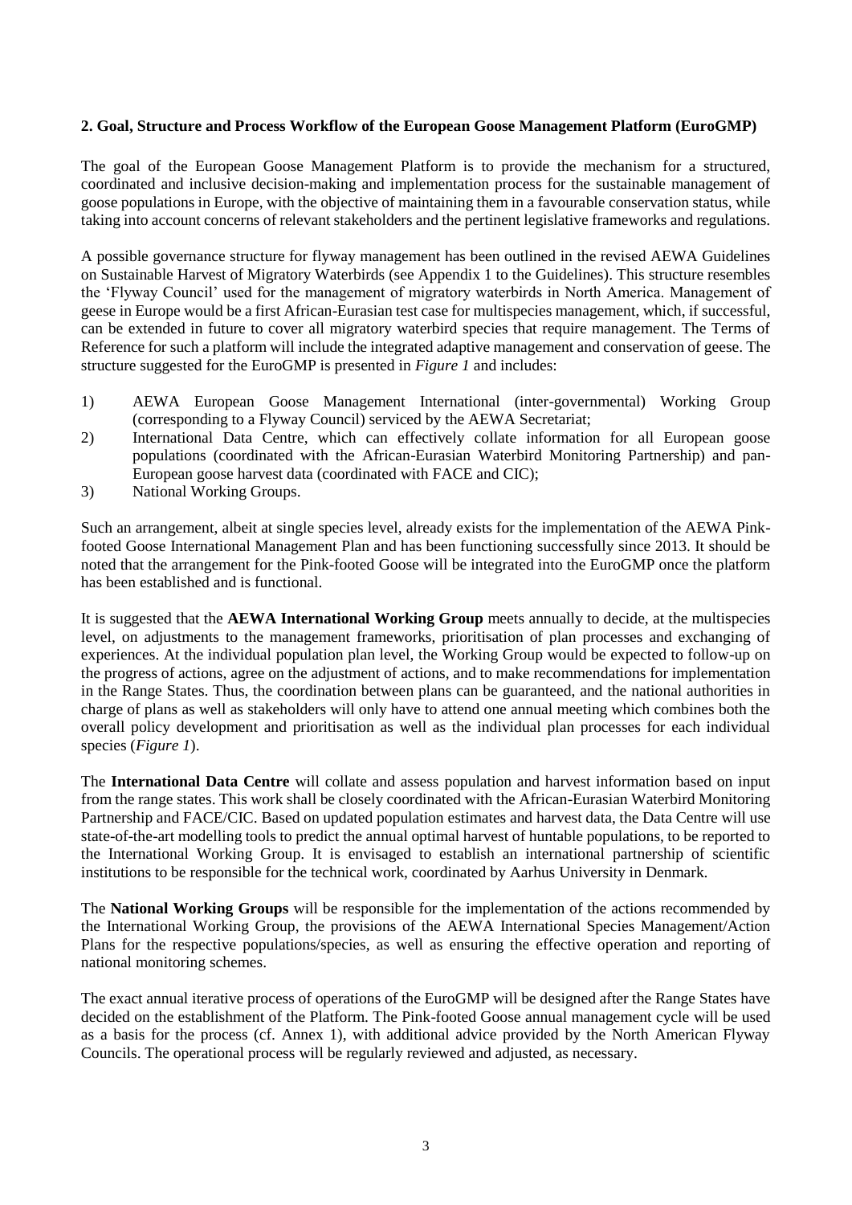## 2. Goal, Structure and Process Workflow of the European Goose Management Platform (EuroGMP)

The goal of the European Goose Management Platform is to provide the mechanism for a structured, coordinated and inclusive decision-making and implementation process for the sustainable management of goose populations in Europe, with the objective of maintaining them in a favourable conservation status, while taking into account concerns of relevant stakeholders and the pertinent legislative frameworks and regulations.

A possible governance structure for flyway management has been outlined in the revised AEWA Guidelines on Sustainable Harvest of Migratory Waterbirds (see Appendix 1 to the Guidelines). This structure resembles the 'Flyway Council' used for the management of migratory waterbirds in North America. Management of geese in Europe would be a first African-Eurasian test case for multispecies management, which, if successful, can be extended in future to cover all migratory waterbird species that require management. The Terms of Reference for such a platform will include the integrated adaptive management and conservation of geese. The structure suggested for the EuroGMP is presented in *Figure 1* and includes:

1) AEWA European Goose Management International (inter-governmental) Working Group (corresponding to a Flyway Council) serviced by the AEWA Secretariat;
2) International Data Centre, which can effectively collate information for all European goose populations (coordinated with the African-Eurasian Waterbird Monitoring Partnership) and pan-European goose harvest data (coordinated with FACE and CIC);
3) National Working Groups.

Such an arrangement, albeit at single species level, already exists for the implementation of the AEWA Pink-footed Goose International Management Plan and has been functioning successfully since 2013. It should be noted that the arrangement for the Pink-footed Goose will be integrated into the EuroGMP once the platform has been established and is functional.

It is suggested that the **AEWA International Working Group** meets annually to decide, at the multispecies level, on adjustments to the management frameworks, prioritisation of plan processes and exchanging of experiences. At the individual population plan level, the Working Group would be expected to follow-up on the progress of actions, agree on the adjustment of actions, and to make recommendations for implementation in the Range States. Thus, the coordination between plans can be guaranteed, and the national authorities in charge of plans as well as stakeholders will only have to attend one annual meeting which combines both the overall policy development and prioritisation as well as the individual plan processes for each individual species (*Figure 1*).

The **International Data Centre** will collate and assess population and harvest information based on input from the range states. This work shall be closely coordinated with the African-Eurasian Waterbird Monitoring Partnership and FACE/CIC. Based on updated population estimates and harvest data, the Data Centre will use state-of-the-art modelling tools to predict the annual optimal harvest of huntable populations, to be reported to the International Working Group. It is envisaged to establish an international partnership of scientific institutions to be responsible for the technical work, coordinated by Aarhus University in Denmark.

The **National Working Groups** will be responsible for the implementation of the actions recommended by the International Working Group, the provisions of the AEWA International Species Management/Action Plans for the respective populations/species, as well as ensuring the effective operation and reporting of national monitoring schemes.

The exact annual iterative process of operations of the EuroGMP will be designed after the Range States have decided on the establishment of the Platform. The Pink-footed Goose annual management cycle will be used as a basis for the process (cf. Annex 1), with additional advice provided by the North American Flyway Councils. The operational process will be regularly reviewed and adjusted, as necessary.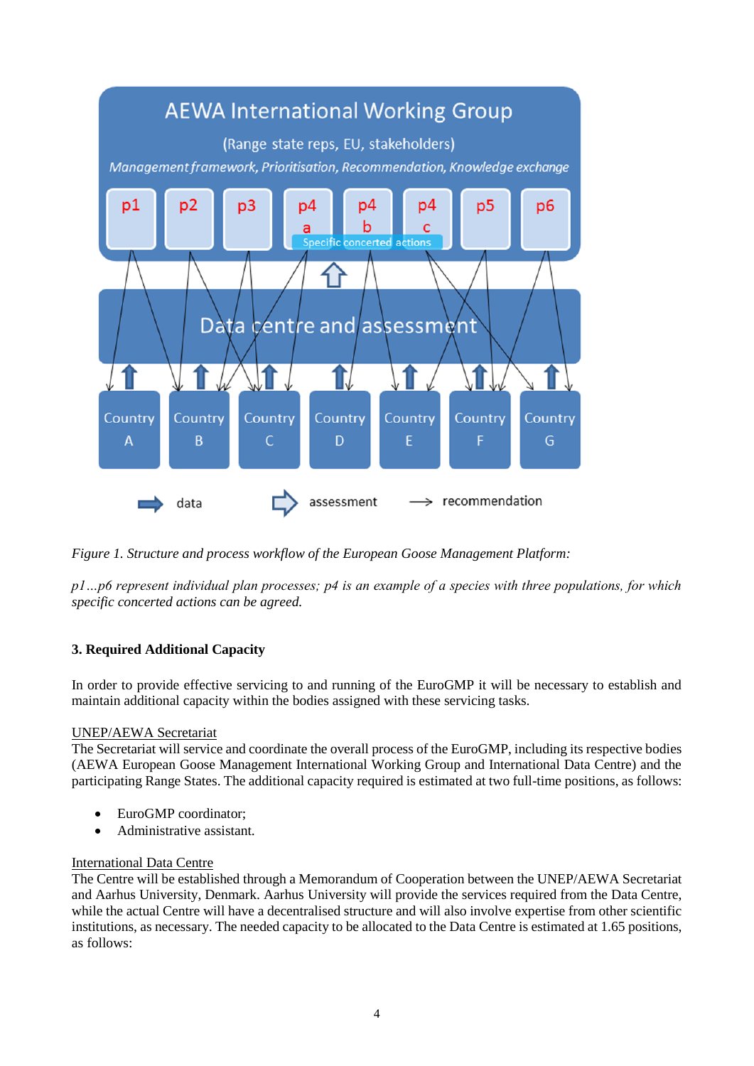*Figure 1. Structure and process workflow of the European Goose Management Platform:*

*p1…p6 represent individual plan processes; p4 is an example of a species with three populations, for which specific concerted actions can be agreed.*

**3. Required Additional Capacity**

In order to provide effective servicing to and running of the EuroGMP it will be necessary to establish and maintain additional capacity within the bodies assigned with these servicing tasks.

UNEP/AEWA Secretariat

The Secretariat will service and coordinate the overall process of the EuroGMP, including its respective bodies (AEWA European Goose Management International Working Group and International Data Centre) and the participating Range States. The additional capacity required is estimated at two full-time positions, as follows:

- EuroGMP coordinator;
- Administrative assistant.

International Data Centre

The Centre will be established through a Memorandum of Cooperation between the UNEP/AEWA Secretariat and Aarhus University, Denmark. Aarhus University will provide the services required from the Data Centre, while the actual Centre will have a decentralised structure and will also involve expertise from other scientific institutions, as necessary. The needed capacity to be allocated to the Data Centre is estimated at 1.65 positions, as follows: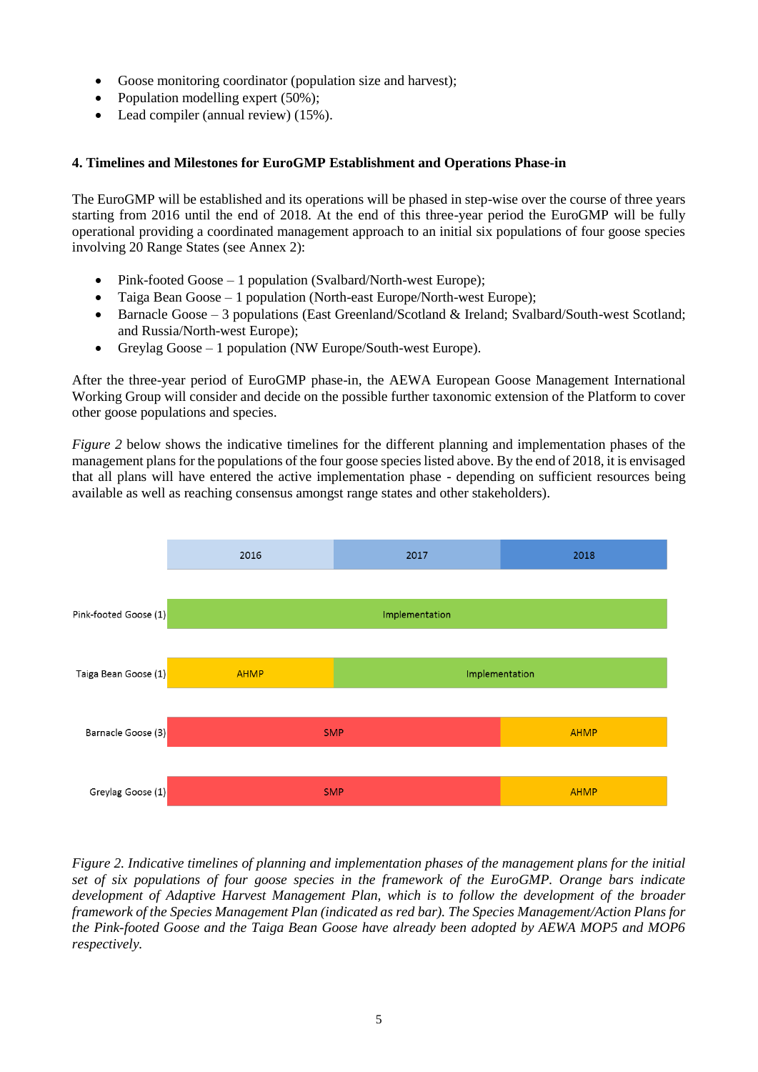- Goose monitoring coordinator (population size and harvest);
- Population modelling expert (50%);
- Lead compiler (annual review) (15%).

#### 4. Timelines and Milestones for EuroGMP Establishment and Operations Phase-in

The EuroGMP will be established and its operations will be phased in step-wise over the course of three years starting from 2016 until the end of 2018. At the end of this three-year period the EuroGMP will be fully operational providing a coordinated management approach to an initial six populations of four goose species involving 20 Range States (see Annex 2):

- Pink-footed Goose – 1 population (Svalbard/North-west Europe);
- Taiga Bean Goose – 1 population (North-east Europe/North-west Europe);
- Barnacle Goose – 3 populations (East Greenland/Scotland & Ireland; Svalbard/South-west Scotland; and Russia/North-west Europe);
- Greylag Goose – 1 population (NW Europe/South-west Europe).

After the three-year period of EuroGMP phase-in, the AEWA European Goose Management International Working Group will consider and decide on the possible further taxonomic extension of the Platform to cover other goose populations and species.

*Figure 2* below shows the indicative timelines for the different planning and implementation phases of the management plans for the populations of the four goose species listed above. By the end of 2018, it is envisaged that all plans will have entered the active implementation phase - depending on sufficient resources being available as well as reaching consensus amongst range states and other stakeholders).

| | 2016 | 2017 | 2018 |
|---|---|---|---|
| Pink-footed Goose (1) | Implementation | Implementation | Implementation |
| Taiga Bean Goose (1) | AHMP | Implementation | Implementation |
| Barnacle Goose (3) | SMP | SMP | AHMP |
| Greylag Goose (1) | SMP | SMP | AHMP |

*Figure 2. Indicative timelines of planning and implementation phases of the management plans for the initial set of six populations of four goose species in the framework of the EuroGMP. Orange bars indicate development of Adaptive Harvest Management Plan, which is to follow the development of the broader framework of the Species Management Plan (indicated as red bar). The Species Management/Action Plans for the Pink-footed Goose and the Taiga Bean Goose have already been adopted by AEWA MOP5 and MOP6 respectively.*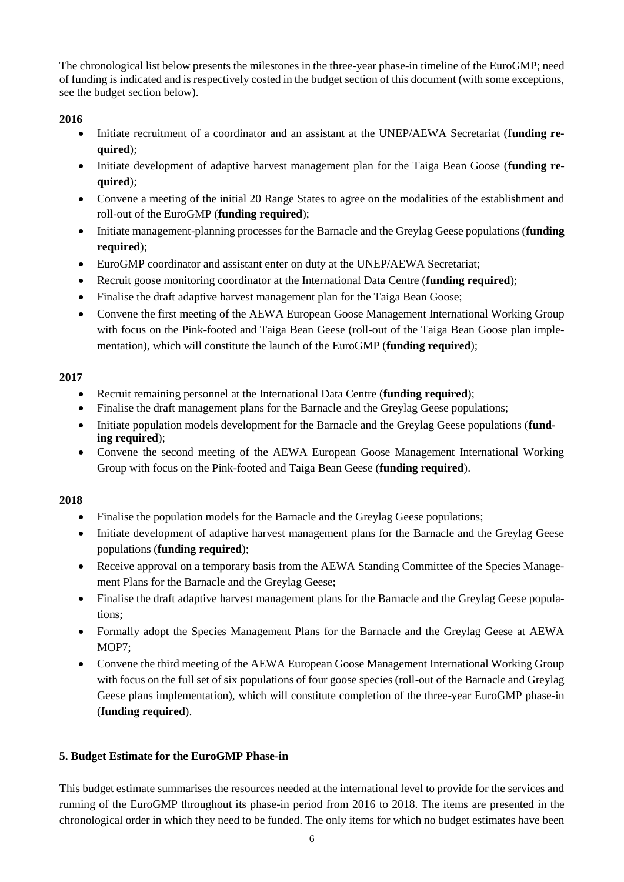The chronological list below presents the milestones in the three-year phase-in timeline of the EuroGMP; need of funding is indicated and is respectively costed in the budget section of this document (with some exceptions, see the budget section below).

**2016**

- Initiate recruitment of a coordinator and an assistant at the UNEP/AEWA Secretariat (**funding required**);
- Initiate development of adaptive harvest management plan for the Taiga Bean Goose (**funding required**);
- Convene a meeting of the initial 20 Range States to agree on the modalities of the establishment and roll-out of the EuroGMP (**funding required**);
- Initiate management-planning processes for the Barnacle and the Greylag Geese populations (**funding required**);
- EuroGMP coordinator and assistant enter on duty at the UNEP/AEWA Secretariat;
- Recruit goose monitoring coordinator at the International Data Centre (**funding required**);
- Finalise the draft adaptive harvest management plan for the Taiga Bean Goose;
- Convene the first meeting of the AEWA European Goose Management International Working Group with focus on the Pink-footed and Taiga Bean Geese (roll-out of the Taiga Bean Goose plan implementation), which will constitute the launch of the EuroGMP (**funding required**);

**2017**

- Recruit remaining personnel at the International Data Centre (**funding required**);
- Finalise the draft management plans for the Barnacle and the Greylag Geese populations;
- Initiate population models development for the Barnacle and the Greylag Geese populations (**funding required**);
- Convene the second meeting of the AEWA European Goose Management International Working Group with focus on the Pink-footed and Taiga Bean Geese (**funding required**).

**2018**

- Finalise the population models for the Barnacle and the Greylag Geese populations;
- Initiate development of adaptive harvest management plans for the Barnacle and the Greylag Geese populations (**funding required**);
- Receive approval on a temporary basis from the AEWA Standing Committee of the Species Management Plans for the Barnacle and the Greylag Geese;
- Finalise the draft adaptive harvest management plans for the Barnacle and the Greylag Geese populations;
- Formally adopt the Species Management Plans for the Barnacle and the Greylag Geese at AEWA MOP7;
- Convene the third meeting of the AEWA European Goose Management International Working Group with focus on the full set of six populations of four goose species (roll-out of the Barnacle and Greylag Geese plans implementation), which will constitute completion of the three-year EuroGMP phase-in (**funding required**).

## 5. Budget Estimate for the EuroGMP Phase-in

This budget estimate summarises the resources needed at the international level to provide for the services and running of the EuroGMP throughout its phase-in period from 2016 to 2018. The items are presented in the chronological order in which they need to be funded. The only items for which no budget estimates have been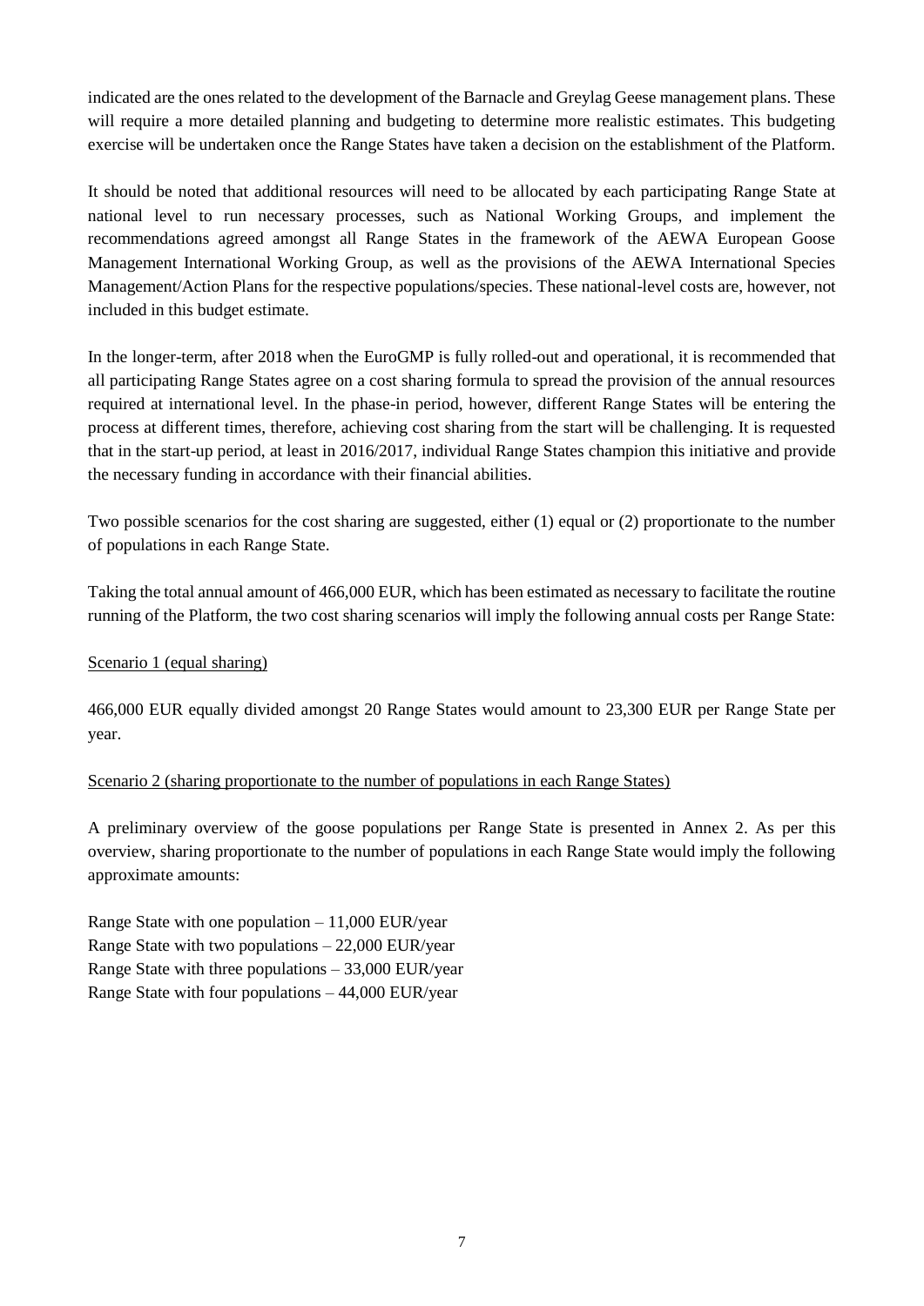indicated are the ones related to the development of the Barnacle and Greylag Geese management plans. These will require a more detailed planning and budgeting to determine more realistic estimates. This budgeting exercise will be undertaken once the Range States have taken a decision on the establishment of the Platform.

It should be noted that additional resources will need to be allocated by each participating Range State at national level to run necessary processes, such as National Working Groups, and implement the recommendations agreed amongst all Range States in the framework of the AEWA European Goose Management International Working Group, as well as the provisions of the AEWA International Species Management/Action Plans for the respective populations/species. These national-level costs are, however, not included in this budget estimate.

In the longer-term, after 2018 when the EuroGMP is fully rolled-out and operational, it is recommended that all participating Range States agree on a cost sharing formula to spread the provision of the annual resources required at international level. In the phase-in period, however, different Range States will be entering the process at different times, therefore, achieving cost sharing from the start will be challenging. It is requested that in the start-up period, at least in 2016/2017, individual Range States champion this initiative and provide the necessary funding in accordance with their financial abilities.

Two possible scenarios for the cost sharing are suggested, either (1) equal or (2) proportionate to the number of populations in each Range State.

Taking the total annual amount of 466,000 EUR, which has been estimated as necessary to facilitate the routine running of the Platform, the two cost sharing scenarios will imply the following annual costs per Range State:

<u>Scenario 1 (equal sharing)</u>

466,000 EUR equally divided amongst 20 Range States would amount to 23,300 EUR per Range State per year.

<u>Scenario 2 (sharing proportionate to the number of populations in each Range States)</u>

A preliminary overview of the goose populations per Range State is presented in Annex 2. As per this overview, sharing proportionate to the number of populations in each Range State would imply the following approximate amounts:

Range State with one population – 11,000 EUR/year
Range State with two populations – 22,000 EUR/year
Range State with three populations – 33,000 EUR/year
Range State with four populations – 44,000 EUR/year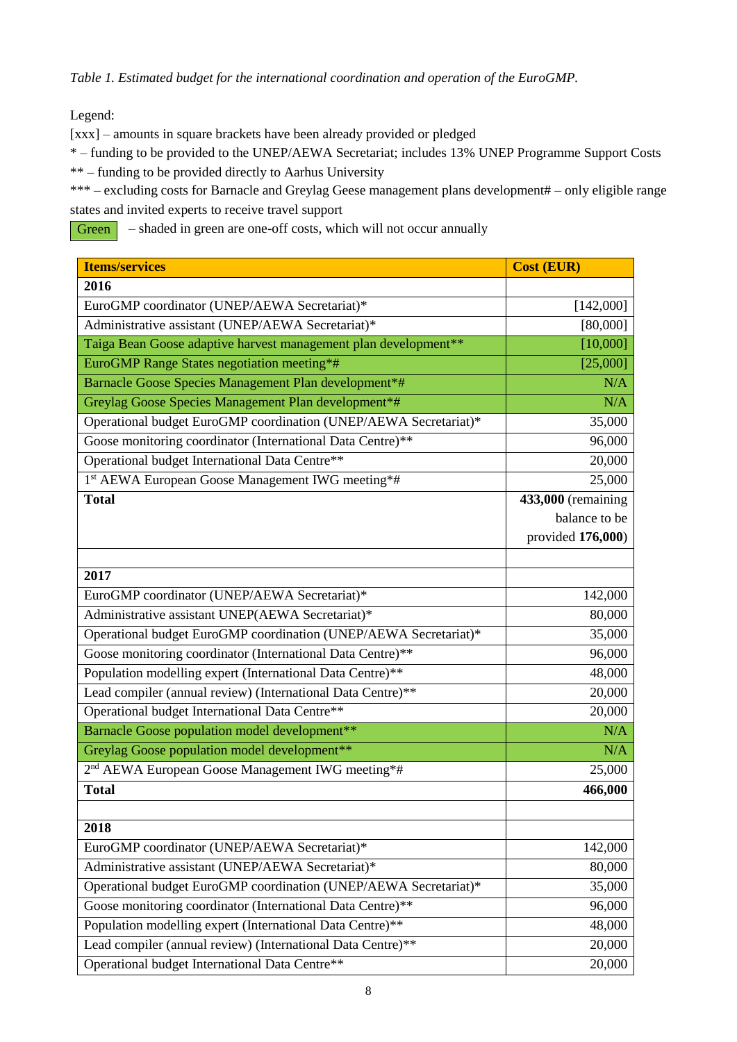*Table 1. Estimated budget for the international coordination and operation of the EuroGMP.*

Legend:

[xxx] – amounts in square brackets have been already provided or pledged

* – funding to be provided to the UNEP/AEWA Secretariat; includes 13% UNEP Programme Support Costs

** – funding to be provided directly to Aarhus University

*** – excluding costs for Barnacle and Greylag Geese management plans development# – only eligible range states and invited experts to receive travel support

Green – shaded in green are one-off costs, which will not occur annually

| Items/services | Cost (EUR) |
|---|---|
| **2016** | |
| EuroGMP coordinator (UNEP/AEWA Secretariat)* | [142,000] |
| Administrative assistant (UNEP/AEWA Secretariat)* | [80,000] |
| Taiga Bean Goose adaptive harvest management plan development** | [10,000] |
| EuroGMP Range States negotiation meeting*# | [25,000] |
| Barnacle Goose Species Management Plan development*# | N/A |
| Greylag Goose Species Management Plan development*# | N/A |
| Operational budget EuroGMP coordination (UNEP/AEWA Secretariat)* | 35,000 |
| Goose monitoring coordinator (International Data Centre)** | 96,000 |
| Operational budget International Data Centre** | 20,000 |
| 1st AEWA European Goose Management IWG meeting*# | 25,000 |
| **Total** | **433,000** (remaining balance to be provided **176,000**) |
| | |
| **2017** | |
| EuroGMP coordinator (UNEP/AEWA Secretariat)* | 142,000 |
| Administrative assistant UNEP(AEWA Secretariat)* | 80,000 |
| Operational budget EuroGMP coordination (UNEP/AEWA Secretariat)* | 35,000 |
| Goose monitoring coordinator (International Data Centre)** | 96,000 |
| Population modelling expert (International Data Centre)** | 48,000 |
| Lead compiler (annual review) (International Data Centre)** | 20,000 |
| Operational budget International Data Centre** | 20,000 |
| Barnacle Goose population model development** | N/A |
| Greylag Goose population model development** | N/A |
| 2nd AEWA European Goose Management IWG meeting*# | 25,000 |
| **Total** | **466,000** |
| | |
| **2018** | |
| EuroGMP coordinator (UNEP/AEWA Secretariat)* | 142,000 |
| Administrative assistant (UNEP/AEWA Secretariat)* | 80,000 |
| Operational budget EuroGMP coordination (UNEP/AEWA Secretariat)* | 35,000 |
| Goose monitoring coordinator (International Data Centre)** | 96,000 |
| Population modelling expert (International Data Centre)** | 48,000 |
| Lead compiler (annual review) (International Data Centre)** | 20,000 |
| Operational budget International Data Centre** | 20,000 |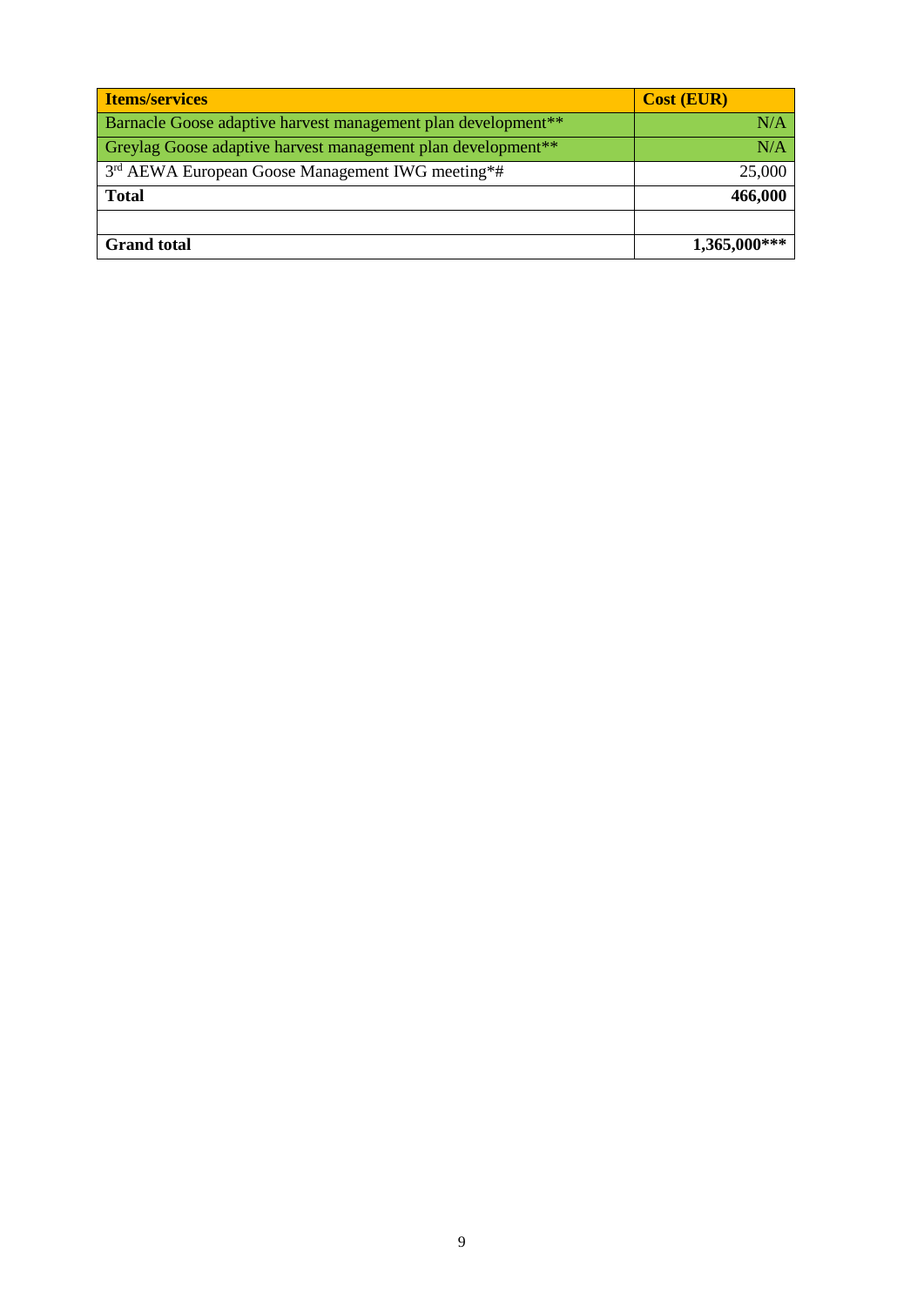| Items/services | Cost (EUR) |
| --- | --- |
| Barnacle Goose adaptive harvest management plan development** | N/A |
| Greylag Goose adaptive harvest management plan development** | N/A |
| 3rd AEWA European Goose Management IWG meeting*# | 25,000 |
| **Total** | **466,000** |
| | |
| **Grand total** | **1,365,000*** ** |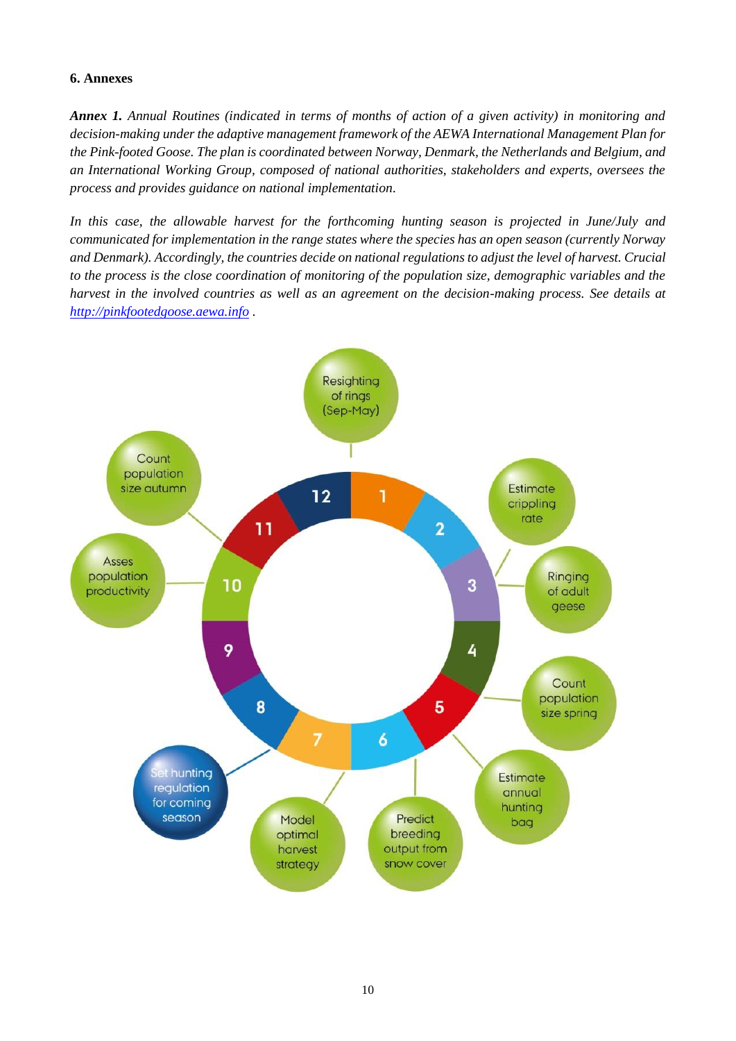## 6. Annexes

***Annex 1.*** *Annual Routines (indicated in terms of months of action of a given activity) in monitoring and decision-making under the adaptive management framework of the AEWA International Management Plan for the Pink-footed Goose. The plan is coordinated between Norway, Denmark, the Netherlands and Belgium, and an International Working Group, composed of national authorities, stakeholders and experts, oversees the process and provides guidance on national implementation.*

*In this case, the allowable harvest for the forthcoming hunting season is projected in June/July and communicated for implementation in the range states where the species has an open season (currently Norway and Denmark). Accordingly, the countries decide on national regulations to adjust the level of harvest. Crucial to the process is the close coordination of monitoring of the population size, demographic variables and the harvest in the involved countries as well as an agreement on the decision-making process. See details at [http://pinkfootedgoose.aewa.info](http://pinkfootedgoose.aewa.info) .*

- 12–1: Resighting of rings (Sep-May)
- 2–3: Estimate crippling rate
- 3: Ringing of adult geese
- 4–5: Count population size spring
- 5: Estimate annual hunting bag
- 6: Predict breeding output from snow cover
- 7: Model optimal harvest strategy
- 7–8: Set hunting regulation for coming season
- 10: Asses population productivity
- 10–11: Count population size autumn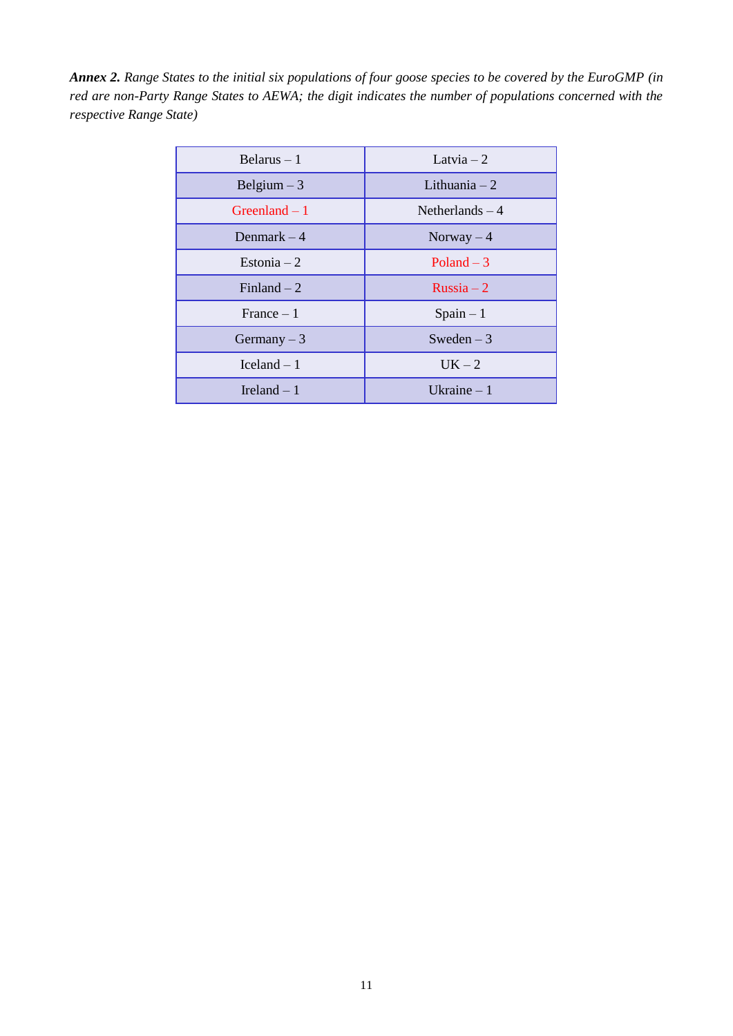***Annex 2.*** *Range States to the initial six populations of four goose species to be covered by the EuroGMP (in red are non-Party Range States to AEWA; the digit indicates the number of populations concerned with the respective Range State)*

| | |
|---|---|
| Belarus – 1 | Latvia – 2 |
| Belgium – 3 | Lithuania – 2 |
| Greenland – 1 | Netherlands – 4 |
| Denmark – 4 | Norway – 4 |
| Estonia – 2 | Poland – 3 |
| Finland – 2 | Russia – 2 |
| France – 1 | Spain – 1 |
| Germany – 3 | Sweden – 3 |
| Iceland – 1 | UK – 2 |
| Ireland – 1 | Ukraine – 1 |